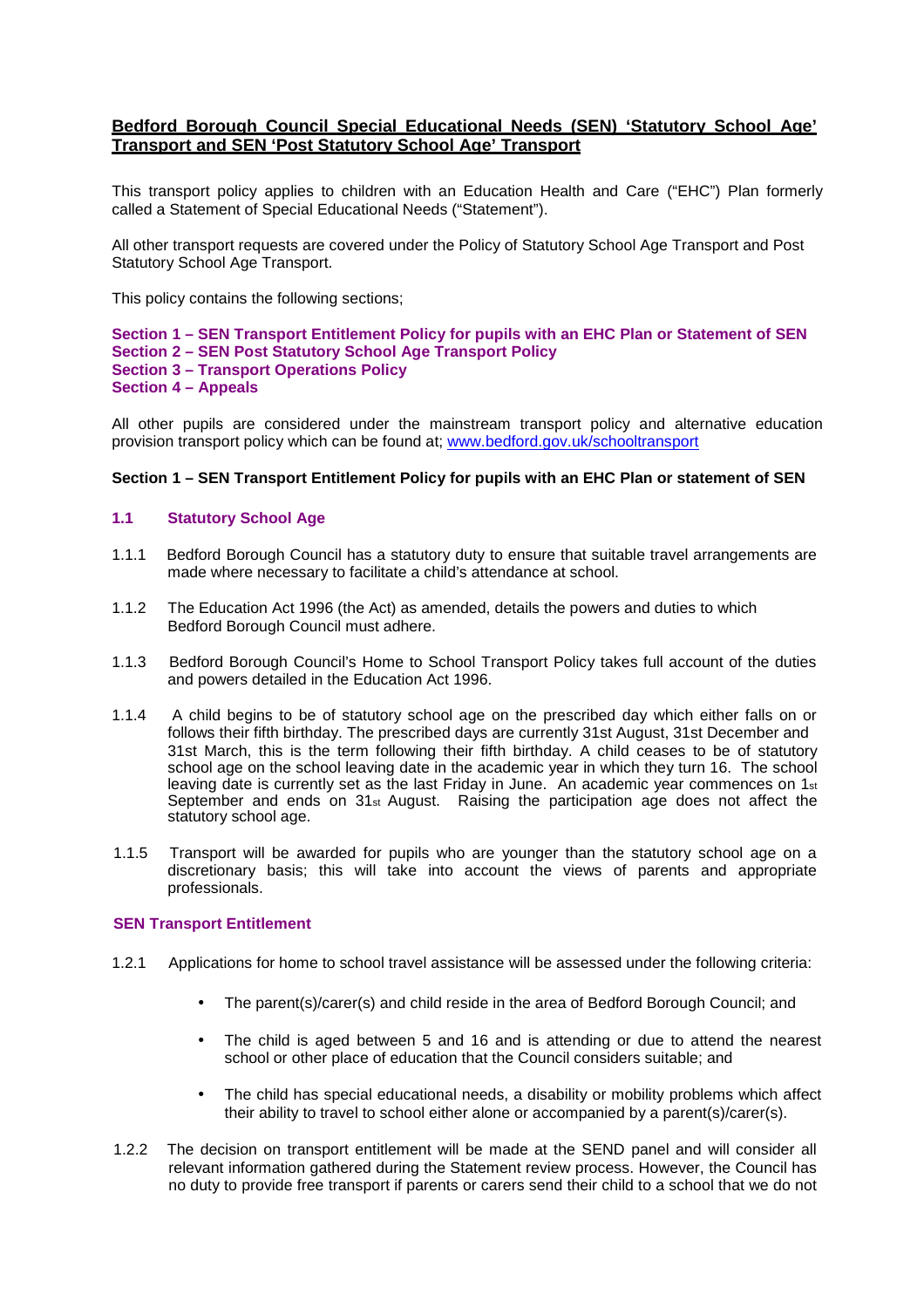# Bedford Borough Council Special Educational Needs (SEN) 'Statutory School Age' Transport and SEN 'Post Statutory School Age' Transport

This transport policy applies to children with an Education Health and Care ("EHC") Plan formerly called a Statement of Special Educational Needs ("Statement").

All other transport requests are covered under the Policy of Statutory School Age Transport and Post Statutory School Age Transport.

This policy contains the following sections;

**Section 1 – SEN Transport Entitlement Policy for pupils with an EHC Plan or Statement of SEN**
**Section 2 – SEN Post Statutory School Age Transport Policy**
**Section 3 – Transport Operations Policy**
**Section 4 – Appeals**

All other pupils are considered under the mainstream transport policy and alternative education provision transport policy which can be found at; www.bedford.gov.uk/schooltransport

## Section 1 – SEN Transport Entitlement Policy for pupils with an EHC Plan or statement of SEN

### 1.1 Statutory School Age

1.1.1 Bedford Borough Council has a statutory duty to ensure that suitable travel arrangements are made where necessary to facilitate a child's attendance at school.

1.1.2 The Education Act 1996 (the Act) as amended, details the powers and duties to which Bedford Borough Council must adhere.

1.1.3 Bedford Borough Council's Home to School Transport Policy takes full account of the duties and powers detailed in the Education Act 1996.

1.1.4 A child begins to be of statutory school age on the prescribed day which either falls on or follows their fifth birthday. The prescribed days are currently 31st August, 31st December and 31st March, this is the term following their fifth birthday. A child ceases to be of statutory school age on the school leaving date in the academic year in which they turn 16. The school leaving date is currently set as the last Friday in June. An academic year commences on 1st September and ends on 31st August. Raising the participation age does not affect the statutory school age.

1.1.5 Transport will be awarded for pupils who are younger than the statutory school age on a discretionary basis; this will take into account the views of parents and appropriate professionals.

### SEN Transport Entitlement

1.2.1 Applications for home to school travel assistance will be assessed under the following criteria:

- The parent(s)/carer(s) and child reside in the area of Bedford Borough Council; and
- The child is aged between 5 and 16 and is attending or due to attend the nearest school or other place of education that the Council considers suitable; and
- The child has special educational needs, a disability or mobility problems which affect their ability to travel to school either alone or accompanied by a parent(s)/carer(s).

1.2.2 The decision on transport entitlement will be made at the SEND panel and will consider all relevant information gathered during the Statement review process. However, the Council has no duty to provide free transport if parents or carers send their child to a school that we do not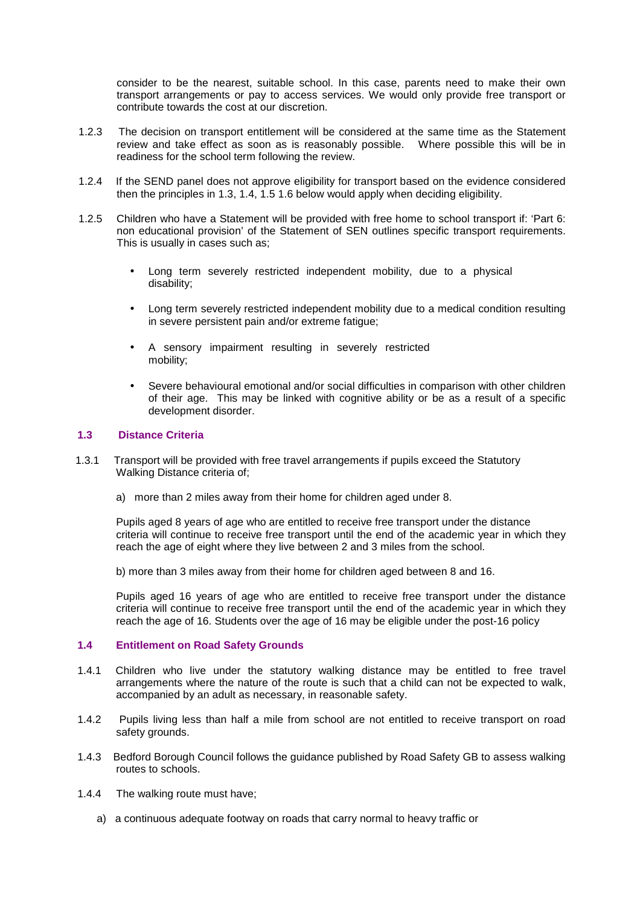consider to be the nearest, suitable school. In this case, parents need to make their own transport arrangements or pay to access services. We would only provide free transport or contribute towards the cost at our discretion.

1.2.3 The decision on transport entitlement will be considered at the same time as the Statement review and take effect as soon as is reasonably possible. Where possible this will be in readiness for the school term following the review.

1.2.4 If the SEND panel does not approve eligibility for transport based on the evidence considered then the principles in 1.3, 1.4, 1.5 1.6 below would apply when deciding eligibility.

1.2.5 Children who have a Statement will be provided with free home to school transport if: 'Part 6: non educational provision' of the Statement of SEN outlines specific transport requirements. This is usually in cases such as;

- Long term severely restricted independent mobility, due to a physical disability;
- Long term severely restricted independent mobility due to a medical condition resulting in severe persistent pain and/or extreme fatigue;
- A sensory impairment resulting in severely restricted mobility;
- Severe behavioural emotional and/or social difficulties in comparison with other children of their age. This may be linked with cognitive ability or be as a result of a specific development disorder.

### 1.3 Distance Criteria

1.3.1 Transport will be provided with free travel arrangements if pupils exceed the Statutory Walking Distance criteria of;

a) more than 2 miles away from their home for children aged under 8.

Pupils aged 8 years of age who are entitled to receive free transport under the distance criteria will continue to receive free transport until the end of the academic year in which they reach the age of eight where they live between 2 and 3 miles from the school.

b) more than 3 miles away from their home for children aged between 8 and 16.

Pupils aged 16 years of age who are entitled to receive free transport under the distance criteria will continue to receive free transport until the end of the academic year in which they reach the age of 16. Students over the age of 16 may be eligible under the post-16 policy

### 1.4 Entitlement on Road Safety Grounds

1.4.1 Children who live under the statutory walking distance may be entitled to free travel arrangements where the nature of the route is such that a child can not be expected to walk, accompanied by an adult as necessary, in reasonable safety.

1.4.2 Pupils living less than half a mile from school are not entitled to receive transport on road safety grounds.

1.4.3 Bedford Borough Council follows the guidance published by Road Safety GB to assess walking routes to schools.

1.4.4 The walking route must have;

a) a continuous adequate footway on roads that carry normal to heavy traffic or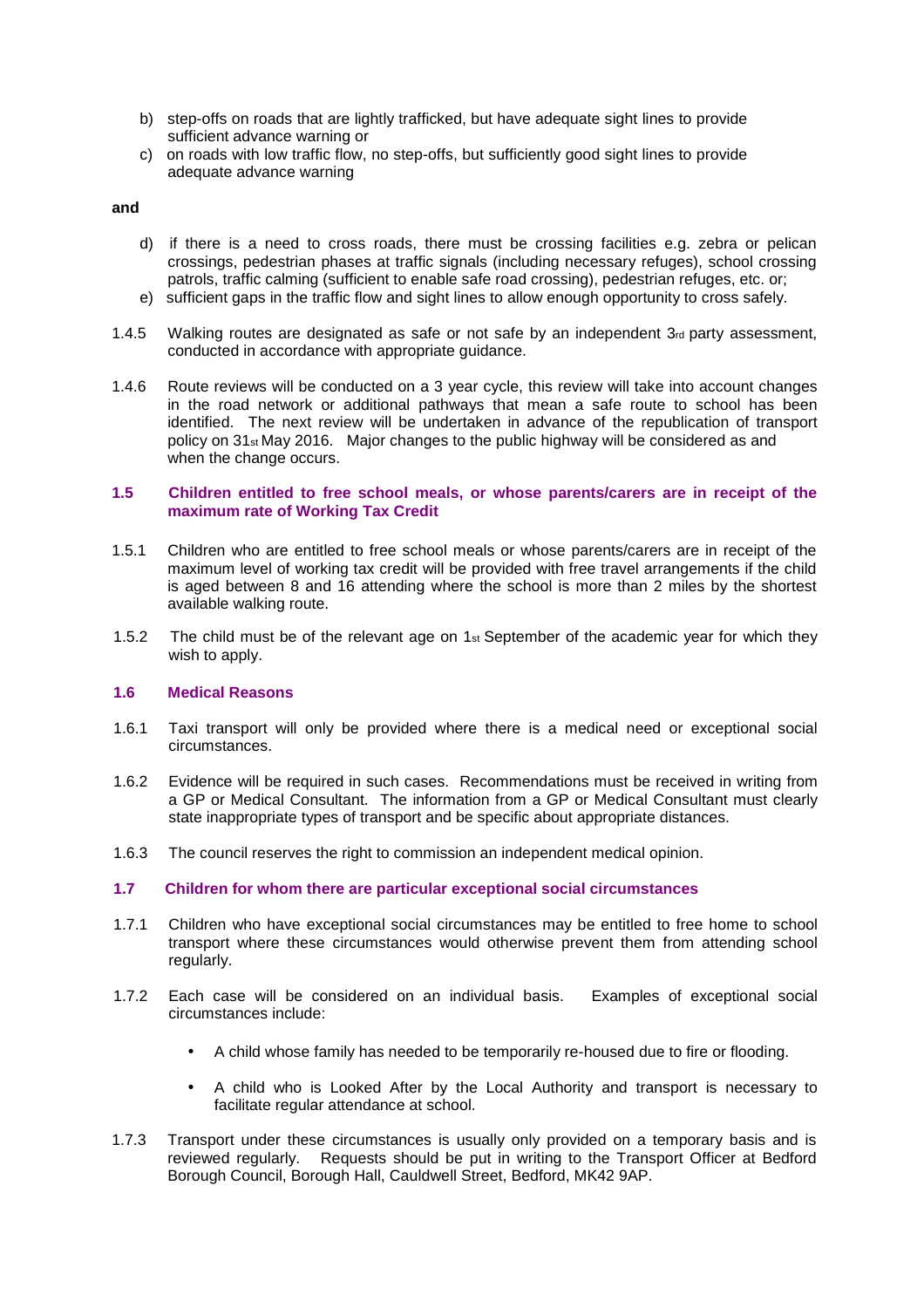b) step-offs on roads that are lightly trafficked, but have adequate sight lines to provide sufficient advance warning or

c) on roads with low traffic flow, no step-offs, but sufficiently good sight lines to provide adequate advance warning

**and**

d) if there is a need to cross roads, there must be crossing facilities e.g. zebra or pelican crossings, pedestrian phases at traffic signals (including necessary refuges), school crossing patrols, traffic calming (sufficient to enable safe road crossing), pedestrian refuges, etc. or;

e) sufficient gaps in the traffic flow and sight lines to allow enough opportunity to cross safely.

1.4.5 Walking routes are designated as safe or not safe by an independent 3rd party assessment, conducted in accordance with appropriate guidance.

1.4.6 Route reviews will be conducted on a 3 year cycle, this review will take into account changes in the road network or additional pathways that mean a safe route to school has been identified. The next review will be undertaken in advance of the republication of transport policy on 31st May 2016. Major changes to the public highway will be considered as and when the change occurs.

### 1.5 Children entitled to free school meals, or whose parents/carers are in receipt of the maximum rate of Working Tax Credit

1.5.1 Children who are entitled to free school meals or whose parents/carers are in receipt of the maximum level of working tax credit will be provided with free travel arrangements if the child is aged between 8 and 16 attending where the school is more than 2 miles by the shortest available walking route.

1.5.2 The child must be of the relevant age on 1st September of the academic year for which they wish to apply.

### 1.6 Medical Reasons

1.6.1 Taxi transport will only be provided where there is a medical need or exceptional social circumstances.

1.6.2 Evidence will be required in such cases. Recommendations must be received in writing from a GP or Medical Consultant. The information from a GP or Medical Consultant must clearly state inappropriate types of transport and be specific about appropriate distances.

1.6.3 The council reserves the right to commission an independent medical opinion.

### 1.7 Children for whom there are particular exceptional social circumstances

1.7.1 Children who have exceptional social circumstances may be entitled to free home to school transport where these circumstances would otherwise prevent them from attending school regularly.

1.7.2 Each case will be considered on an individual basis. Examples of exceptional social circumstances include:

- A child whose family has needed to be temporarily re-housed due to fire or flooding.
- A child who is Looked After by the Local Authority and transport is necessary to facilitate regular attendance at school.

1.7.3 Transport under these circumstances is usually only provided on a temporary basis and is reviewed regularly. Requests should be put in writing to the Transport Officer at Bedford Borough Council, Borough Hall, Cauldwell Street, Bedford, MK42 9AP.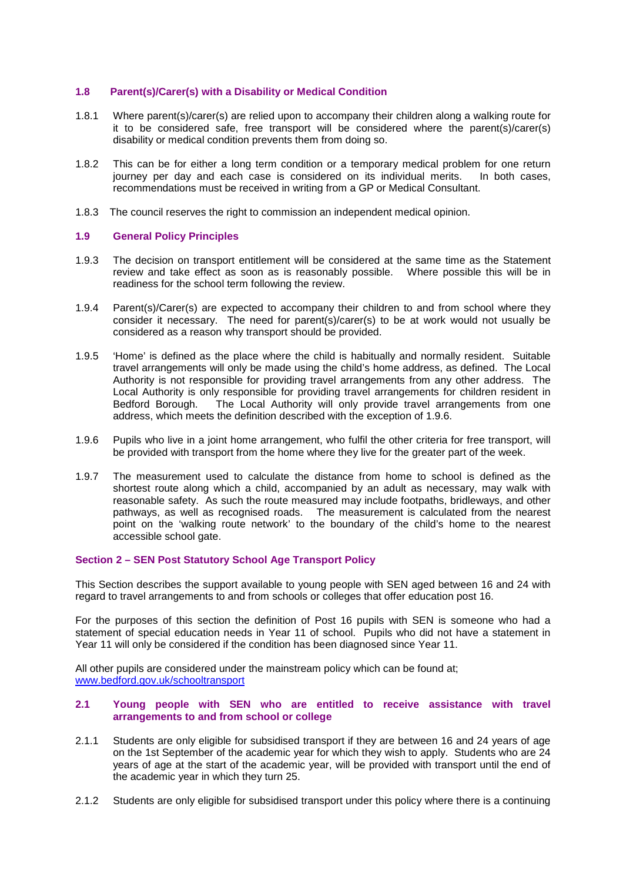### 1.8 Parent(s)/Carer(s) with a Disability or Medical Condition

1.8.1 Where parent(s)/carer(s) are relied upon to accompany their children along a walking route for it to be considered safe, free transport will be considered where the parent(s)/carer(s) disability or medical condition prevents them from doing so.

1.8.2 This can be for either a long term condition or a temporary medical problem for one return journey per day and each case is considered on its individual merits. In both cases, recommendations must be received in writing from a GP or Medical Consultant.

1.8.3 The council reserves the right to commission an independent medical opinion.

### 1.9 General Policy Principles

1.9.3 The decision on transport entitlement will be considered at the same time as the Statement review and take effect as soon as is reasonably possible. Where possible this will be in readiness for the school term following the review.

1.9.4 Parent(s)/Carer(s) are expected to accompany their children to and from school where they consider it necessary. The need for parent(s)/carer(s) to be at work would not usually be considered as a reason why transport should be provided.

1.9.5 'Home' is defined as the place where the child is habitually and normally resident. Suitable travel arrangements will only be made using the child's home address, as defined. The Local Authority is not responsible for providing travel arrangements from any other address. The Local Authority is only responsible for providing travel arrangements for children resident in Bedford Borough. The Local Authority will only provide travel arrangements from one address, which meets the definition described with the exception of 1.9.6.

1.9.6 Pupils who live in a joint home arrangement, who fulfil the other criteria for free transport, will be provided with transport from the home where they live for the greater part of the week.

1.9.7 The measurement used to calculate the distance from home to school is defined as the shortest route along which a child, accompanied by an adult as necessary, may walk with reasonable safety. As such the route measured may include footpaths, bridleways, and other pathways, as well as recognised roads. The measurement is calculated from the nearest point on the 'walking route network' to the boundary of the child's home to the nearest accessible school gate.

## Section 2 – SEN Post Statutory School Age Transport Policy

This Section describes the support available to young people with SEN aged between 16 and 24 with regard to travel arrangements to and from schools or colleges that offer education post 16.

For the purposes of this section the definition of Post 16 pupils with SEN is someone who had a statement of special education needs in Year 11 of school. Pupils who did not have a statement in Year 11 will only be considered if the condition has been diagnosed since Year 11.

All other pupils are considered under the mainstream policy which can be found at; [www.bedford.gov.uk/schooltransport](www.bedford.gov.uk/schooltransport)

### 2.1 Young people with SEN who are entitled to receive assistance with travel arrangements to and from school or college

2.1.1 Students are only eligible for subsidised transport if they are between 16 and 24 years of age on the 1st September of the academic year for which they wish to apply. Students who are 24 years of age at the start of the academic year, will be provided with transport until the end of the academic year in which they turn 25.

2.1.2 Students are only eligible for subsidised transport under this policy where there is a continuing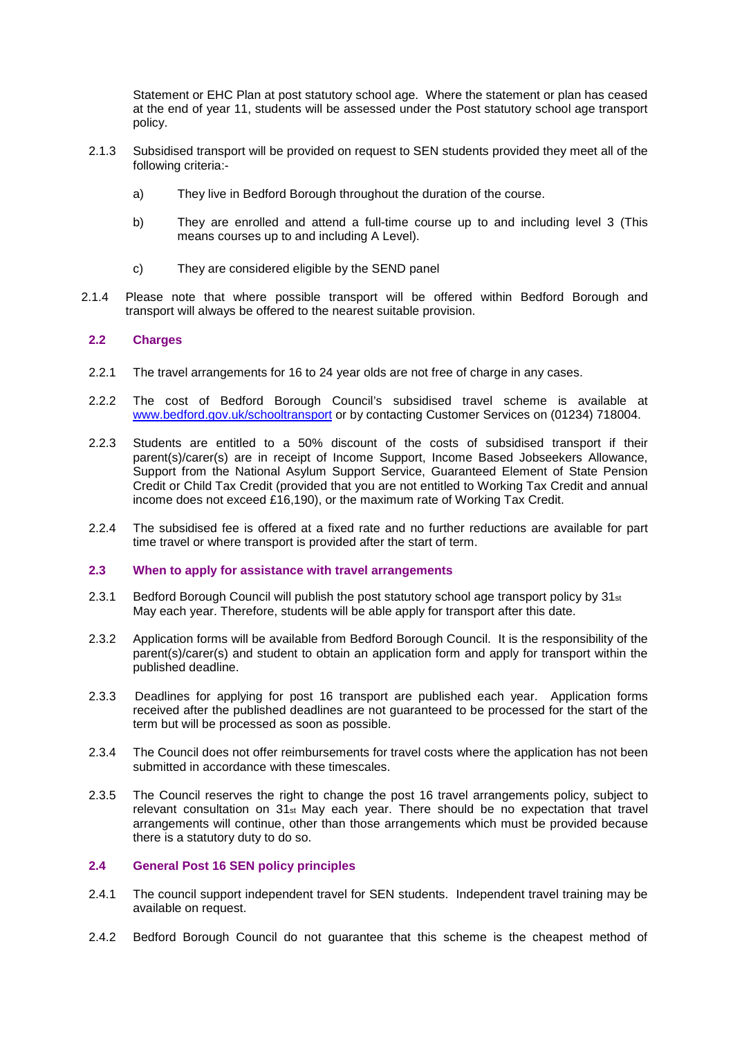Statement or EHC Plan at post statutory school age. Where the statement or plan has ceased at the end of year 11, students will be assessed under the Post statutory school age transport policy.

2.1.3 Subsidised transport will be provided on request to SEN students provided they meet all of the following criteria:-

a) They live in Bedford Borough throughout the duration of the course.

b) They are enrolled and attend a full-time course up to and including level 3 (This means courses up to and including A Level).

c) They are considered eligible by the SEND panel

2.1.4 Please note that where possible transport will be offered within Bedford Borough and transport will always be offered to the nearest suitable provision.

### 2.2 Charges

2.2.1 The travel arrangements for 16 to 24 year olds are not free of charge in any cases.

2.2.2 The cost of Bedford Borough Council's subsidised travel scheme is available at [www.bedford.gov.uk/schooltransport](http://www.bedford.gov.uk/schooltransport) or by contacting Customer Services on (01234) 718004.

2.2.3 Students are entitled to a 50% discount of the costs of subsidised transport if their parent(s)/carer(s) are in receipt of Income Support, Income Based Jobseekers Allowance, Support from the National Asylum Support Service, Guaranteed Element of State Pension Credit or Child Tax Credit (provided that you are not entitled to Working Tax Credit and annual income does not exceed £16,190), or the maximum rate of Working Tax Credit.

2.2.4 The subsidised fee is offered at a fixed rate and no further reductions are available for part time travel or where transport is provided after the start of term.

### 2.3 When to apply for assistance with travel arrangements

2.3.1 Bedford Borough Council will publish the post statutory school age transport policy by 31st May each year. Therefore, students will be able apply for transport after this date.

2.3.2 Application forms will be available from Bedford Borough Council. It is the responsibility of the parent(s)/carer(s) and student to obtain an application form and apply for transport within the published deadline.

2.3.3 Deadlines for applying for post 16 transport are published each year. Application forms received after the published deadlines are not guaranteed to be processed for the start of the term but will be processed as soon as possible.

2.3.4 The Council does not offer reimbursements for travel costs where the application has not been submitted in accordance with these timescales.

2.3.5 The Council reserves the right to change the post 16 travel arrangements policy, subject to relevant consultation on 31st May each year. There should be no expectation that travel arrangements will continue, other than those arrangements which must be provided because there is a statutory duty to do so.

### 2.4 General Post 16 SEN policy principles

2.4.1 The council support independent travel for SEN students. Independent travel training may be available on request.

2.4.2 Bedford Borough Council do not guarantee that this scheme is the cheapest method of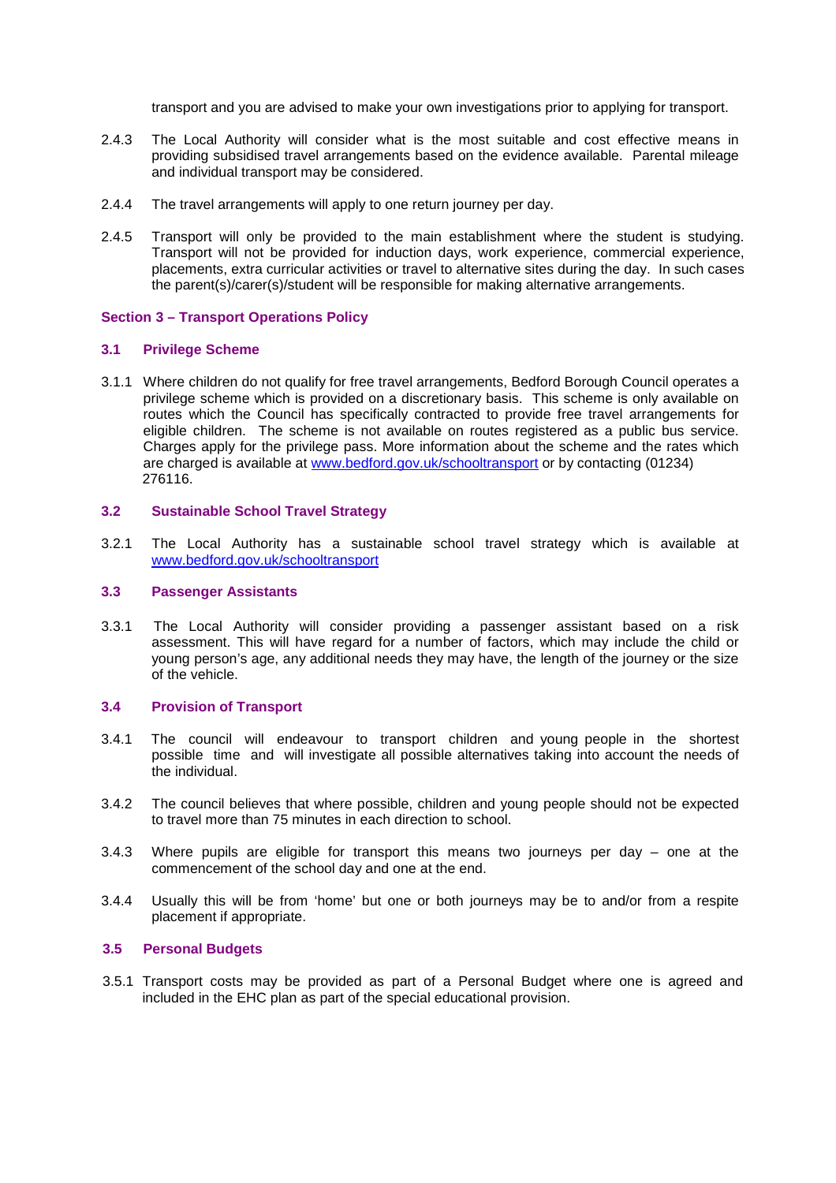transport and you are advised to make your own investigations prior to applying for transport.

2.4.3 The Local Authority will consider what is the most suitable and cost effective means in providing subsidised travel arrangements based on the evidence available. Parental mileage and individual transport may be considered.

2.4.4 The travel arrangements will apply to one return journey per day.

2.4.5 Transport will only be provided to the main establishment where the student is studying. Transport will not be provided for induction days, work experience, commercial experience, placements, extra curricular activities or travel to alternative sites during the day. In such cases the parent(s)/carer(s)/student will be responsible for making alternative arrangements.

## Section 3 – Transport Operations Policy

### 3.1 Privilege Scheme

3.1.1 Where children do not qualify for free travel arrangements, Bedford Borough Council operates a privilege scheme which is provided on a discretionary basis. This scheme is only available on routes which the Council has specifically contracted to provide free travel arrangements for eligible children. The scheme is not available on routes registered as a public bus service. Charges apply for the privilege pass. More information about the scheme and the rates which are charged is available at www.bedford.gov.uk/schooltransport or by contacting (01234) 276116.

### 3.2 Sustainable School Travel Strategy

3.2.1 The Local Authority has a sustainable school travel strategy which is available at www.bedford.gov.uk/schooltransport

### 3.3 Passenger Assistants

3.3.1 The Local Authority will consider providing a passenger assistant based on a risk assessment. This will have regard for a number of factors, which may include the child or young person's age, any additional needs they may have, the length of the journey or the size of the vehicle.

### 3.4 Provision of Transport

3.4.1 The council will endeavour to transport children and young people in the shortest possible time and will investigate all possible alternatives taking into account the needs of the individual.

3.4.2 The council believes that where possible, children and young people should not be expected to travel more than 75 minutes in each direction to school.

3.4.3 Where pupils are eligible for transport this means two journeys per day – one at the commencement of the school day and one at the end.

3.4.4 Usually this will be from 'home' but one or both journeys may be to and/or from a respite placement if appropriate.

### 3.5 Personal Budgets

3.5.1 Transport costs may be provided as part of a Personal Budget where one is agreed and included in the EHC plan as part of the special educational provision.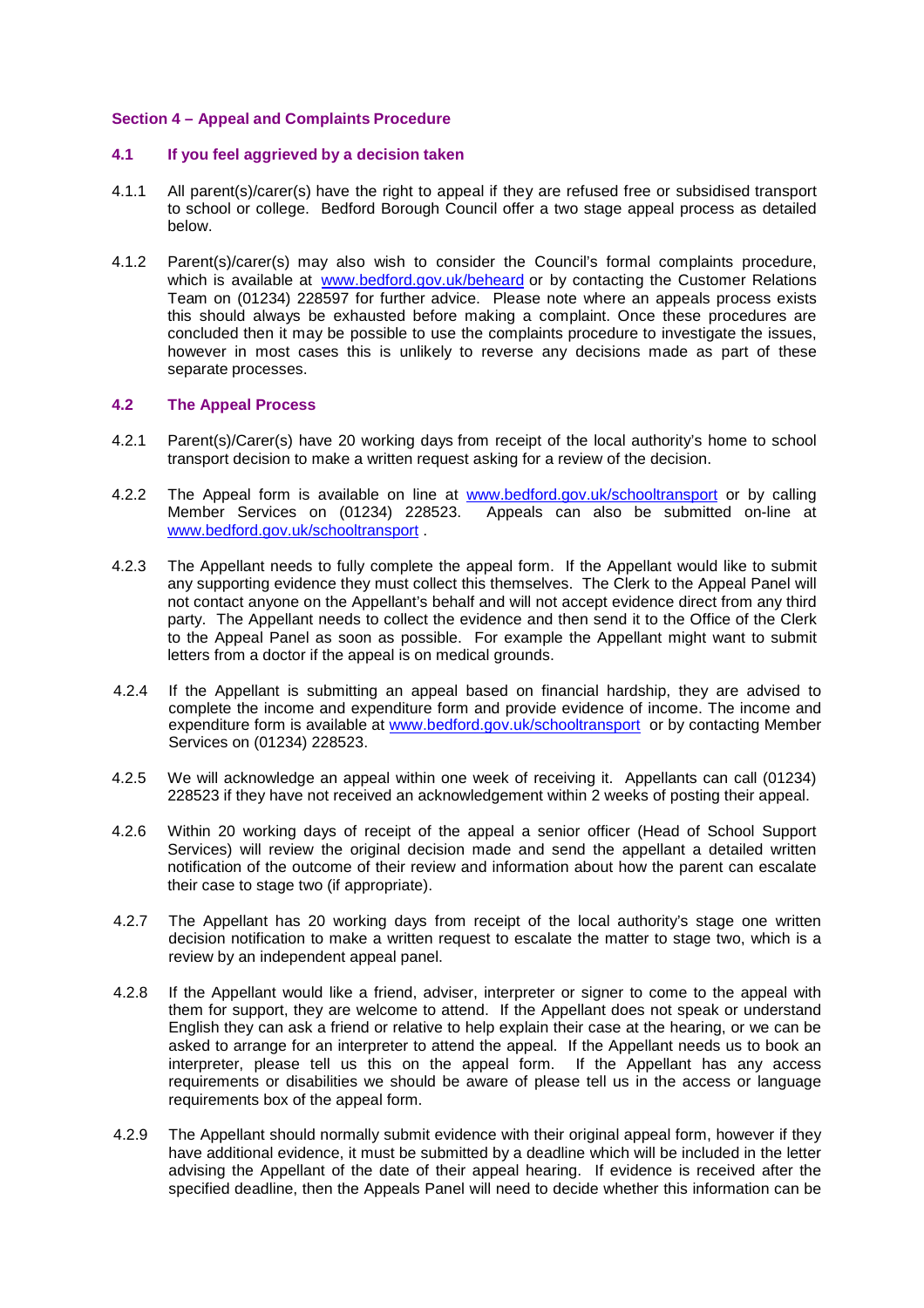## Section 4 – Appeal and Complaints Procedure

### 4.1 If you feel aggrieved by a decision taken

4.1.1 All parent(s)/carer(s) have the right to appeal if they are refused free or subsidised transport to school or college. Bedford Borough Council offer a two stage appeal process as detailed below.

4.1.2 Parent(s)/carer(s) may also wish to consider the Council's formal complaints procedure, which is available at www.bedford.gov.uk/beheard or by contacting the Customer Relations Team on (01234) 228597 for further advice. Please note where an appeals process exists this should always be exhausted before making a complaint. Once these procedures are concluded then it may be possible to use the complaints procedure to investigate the issues, however in most cases this is unlikely to reverse any decisions made as part of these separate processes.

### 4.2 The Appeal Process

4.2.1 Parent(s)/Carer(s) have 20 working days from receipt of the local authority's home to school transport decision to make a written request asking for a review of the decision.

4.2.2 The Appeal form is available on line at www.bedford.gov.uk/schooltransport or by calling Member Services on (01234) 228523. Appeals can also be submitted on-line at www.bedford.gov.uk/schooltransport .

4.2.3 The Appellant needs to fully complete the appeal form. If the Appellant would like to submit any supporting evidence they must collect this themselves. The Clerk to the Appeal Panel will not contact anyone on the Appellant's behalf and will not accept evidence direct from any third party. The Appellant needs to collect the evidence and then send it to the Office of the Clerk to the Appeal Panel as soon as possible. For example the Appellant might want to submit letters from a doctor if the appeal is on medical grounds.

4.2.4 If the Appellant is submitting an appeal based on financial hardship, they are advised to complete the income and expenditure form and provide evidence of income. The income and expenditure form is available at www.bedford.gov.uk/schooltransport or by contacting Member Services on (01234) 228523.

4.2.5 We will acknowledge an appeal within one week of receiving it. Appellants can call (01234) 228523 if they have not received an acknowledgement within 2 weeks of posting their appeal.

4.2.6 Within 20 working days of receipt of the appeal a senior officer (Head of School Support Services) will review the original decision made and send the appellant a detailed written notification of the outcome of their review and information about how the parent can escalate their case to stage two (if appropriate).

4.2.7 The Appellant has 20 working days from receipt of the local authority's stage one written decision notification to make a written request to escalate the matter to stage two, which is a review by an independent appeal panel.

4.2.8 If the Appellant would like a friend, adviser, interpreter or signer to come to the appeal with them for support, they are welcome to attend. If the Appellant does not speak or understand English they can ask a friend or relative to help explain their case at the hearing, or we can be asked to arrange for an interpreter to attend the appeal. If the Appellant needs us to book an interpreter, please tell us this on the appeal form. If the Appellant has any access requirements or disabilities we should be aware of please tell us in the access or language requirements box of the appeal form.

4.2.9 The Appellant should normally submit evidence with their original appeal form, however if they have additional evidence, it must be submitted by a deadline which will be included in the letter advising the Appellant of the date of their appeal hearing. If evidence is received after the specified deadline, then the Appeals Panel will need to decide whether this information can be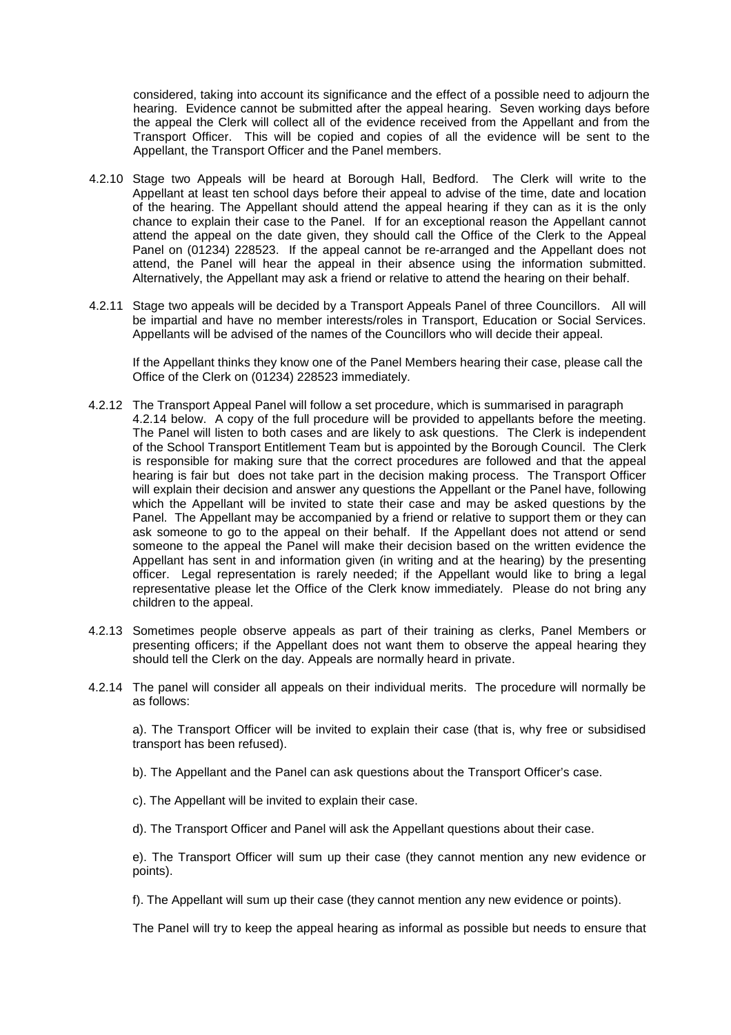considered, taking into account its significance and the effect of a possible need to adjourn the hearing. Evidence cannot be submitted after the appeal hearing. Seven working days before the appeal the Clerk will collect all of the evidence received from the Appellant and from the Transport Officer. This will be copied and copies of all the evidence will be sent to the Appellant, the Transport Officer and the Panel members.

4.2.10 Stage two Appeals will be heard at Borough Hall, Bedford. The Clerk will write to the Appellant at least ten school days before their appeal to advise of the time, date and location of the hearing. The Appellant should attend the appeal hearing if they can as it is the only chance to explain their case to the Panel. If for an exceptional reason the Appellant cannot attend the appeal on the date given, they should call the Office of the Clerk to the Appeal Panel on (01234) 228523. If the appeal cannot be re-arranged and the Appellant does not attend, the Panel will hear the appeal in their absence using the information submitted. Alternatively, the Appellant may ask a friend or relative to attend the hearing on their behalf.

4.2.11 Stage two appeals will be decided by a Transport Appeals Panel of three Councillors. All will be impartial and have no member interests/roles in Transport, Education or Social Services. Appellants will be advised of the names of the Councillors who will decide their appeal.

If the Appellant thinks they know one of the Panel Members hearing their case, please call the Office of the Clerk on (01234) 228523 immediately.

4.2.12 The Transport Appeal Panel will follow a set procedure, which is summarised in paragraph 4.2.14 below. A copy of the full procedure will be provided to appellants before the meeting. The Panel will listen to both cases and are likely to ask questions. The Clerk is independent of the School Transport Entitlement Team but is appointed by the Borough Council. The Clerk is responsible for making sure that the correct procedures are followed and that the appeal hearing is fair but does not take part in the decision making process. The Transport Officer will explain their decision and answer any questions the Appellant or the Panel have, following which the Appellant will be invited to state their case and may be asked questions by the Panel. The Appellant may be accompanied by a friend or relative to support them or they can ask someone to go to the appeal on their behalf. If the Appellant does not attend or send someone to the appeal the Panel will make their decision based on the written evidence the Appellant has sent in and information given (in writing and at the hearing) by the presenting officer. Legal representation is rarely needed; if the Appellant would like to bring a legal representative please let the Office of the Clerk know immediately. Please do not bring any children to the appeal.

4.2.13 Sometimes people observe appeals as part of their training as clerks, Panel Members or presenting officers; if the Appellant does not want them to observe the appeal hearing they should tell the Clerk on the day. Appeals are normally heard in private.

4.2.14 The panel will consider all appeals on their individual merits. The procedure will normally be as follows:

a). The Transport Officer will be invited to explain their case (that is, why free or subsidised transport has been refused).

b). The Appellant and the Panel can ask questions about the Transport Officer's case.

c). The Appellant will be invited to explain their case.

d). The Transport Officer and Panel will ask the Appellant questions about their case.

e). The Transport Officer will sum up their case (they cannot mention any new evidence or points).

f). The Appellant will sum up their case (they cannot mention any new evidence or points).

The Panel will try to keep the appeal hearing as informal as possible but needs to ensure that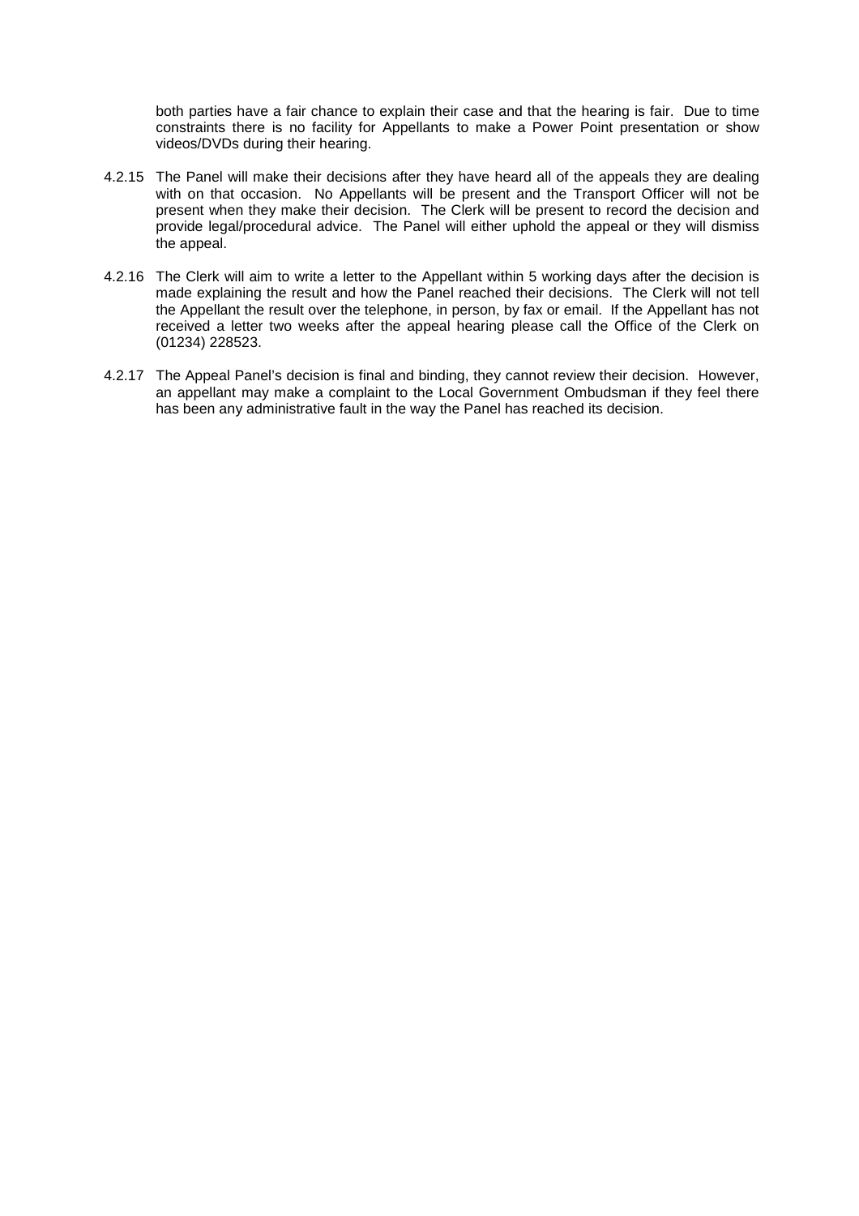both parties have a fair chance to explain their case and that the hearing is fair. Due to time constraints there is no facility for Appellants to make a Power Point presentation or show videos/DVDs during their hearing.

4.2.15 The Panel will make their decisions after they have heard all of the appeals they are dealing with on that occasion. No Appellants will be present and the Transport Officer will not be present when they make their decision. The Clerk will be present to record the decision and provide legal/procedural advice. The Panel will either uphold the appeal or they will dismiss the appeal.

4.2.16 The Clerk will aim to write a letter to the Appellant within 5 working days after the decision is made explaining the result and how the Panel reached their decisions. The Clerk will not tell the Appellant the result over the telephone, in person, by fax or email. If the Appellant has not received a letter two weeks after the appeal hearing please call the Office of the Clerk on (01234) 228523.

4.2.17 The Appeal Panel's decision is final and binding, they cannot review their decision. However, an appellant may make a complaint to the Local Government Ombudsman if they feel there has been any administrative fault in the way the Panel has reached its decision.